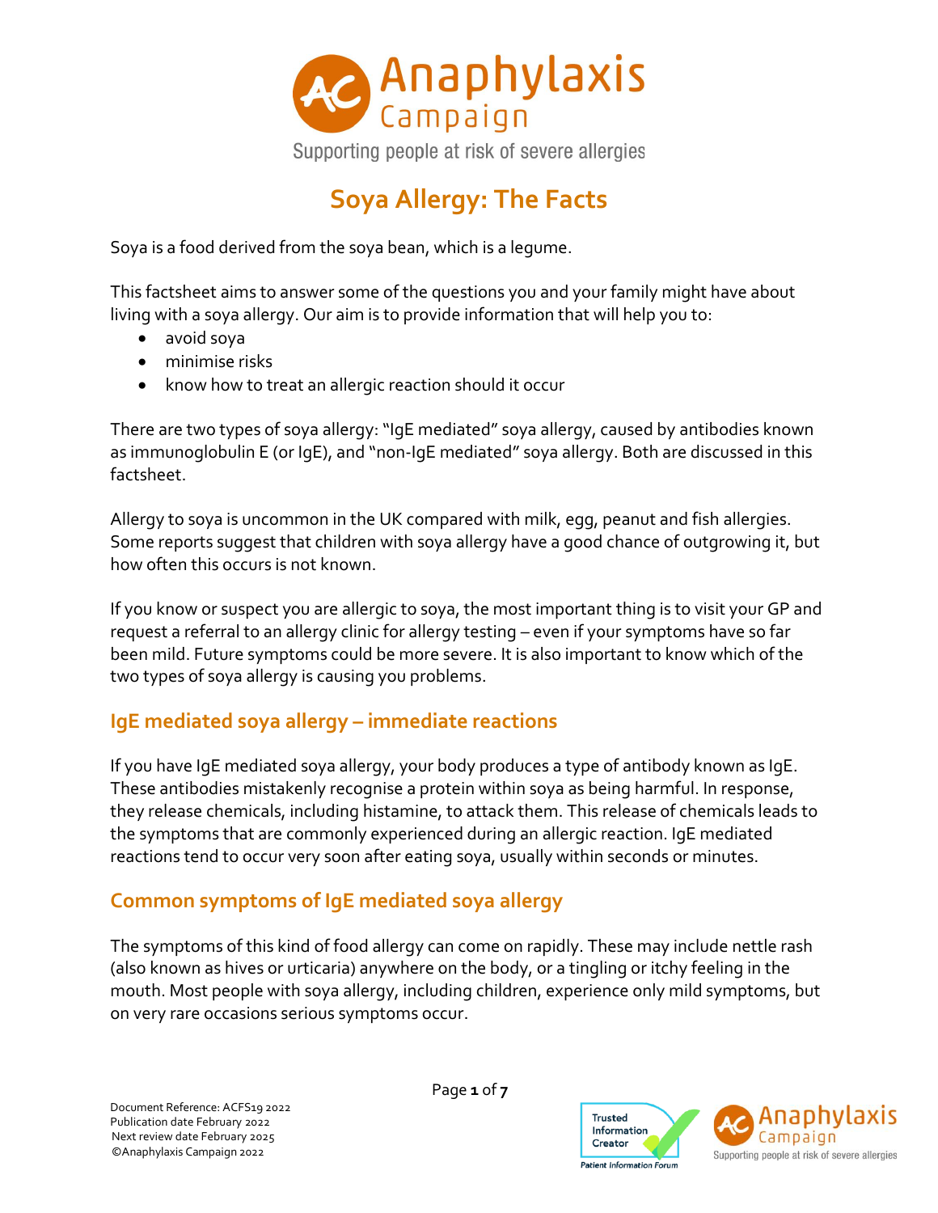Anaphylaxis Campaign

Supporting people at risk of severe allergies

# Soya Allergy: The Facts

Soya is a food derived from the soya bean, which is a legume.

This factsheet aims to answer some of the questions you and your family might have about living with a soya allergy. Our aim is to provide information that will help you to:

- avoid soya
- minimise risks
- know how to treat an allergic reaction should it occur

There are two types of soya allergy: "IgE mediated" soya allergy, caused by antibodies known as immunoglobulin E (or IgE), and "non-IgE mediated" soya allergy. Both are discussed in this factsheet.

Allergy to soya is uncommon in the UK compared with milk, egg, peanut and fish allergies. Some reports suggest that children with soya allergy have a good chance of outgrowing it, but how often this occurs is not known.

If you know or suspect you are allergic to soya, the most important thing is to visit your GP and request a referral to an allergy clinic for allergy testing – even if your symptoms have so far been mild. Future symptoms could be more severe. It is also important to know which of the two types of soya allergy is causing you problems.

## IgE mediated soya allergy – immediate reactions

If you have IgE mediated soya allergy, your body produces a type of antibody known as IgE. These antibodies mistakenly recognise a protein within soya as being harmful. In response, they release chemicals, including histamine, to attack them. This release of chemicals leads to the symptoms that are commonly experienced during an allergic reaction. IgE mediated reactions tend to occur very soon after eating soya, usually within seconds or minutes.

## Common symptoms of IgE mediated soya allergy

The symptoms of this kind of food allergy can come on rapidly. These may include nettle rash (also known as hives or urticaria) anywhere on the body, or a tingling or itchy feeling in the mouth. Most people with soya allergy, including children, experience only mild symptoms, but on very rare occasions serious symptoms occur.

Document Reference: ACFS19 2022
Publication date February 2022
Next review date February 2025
©Anaphylaxis Campaign 2022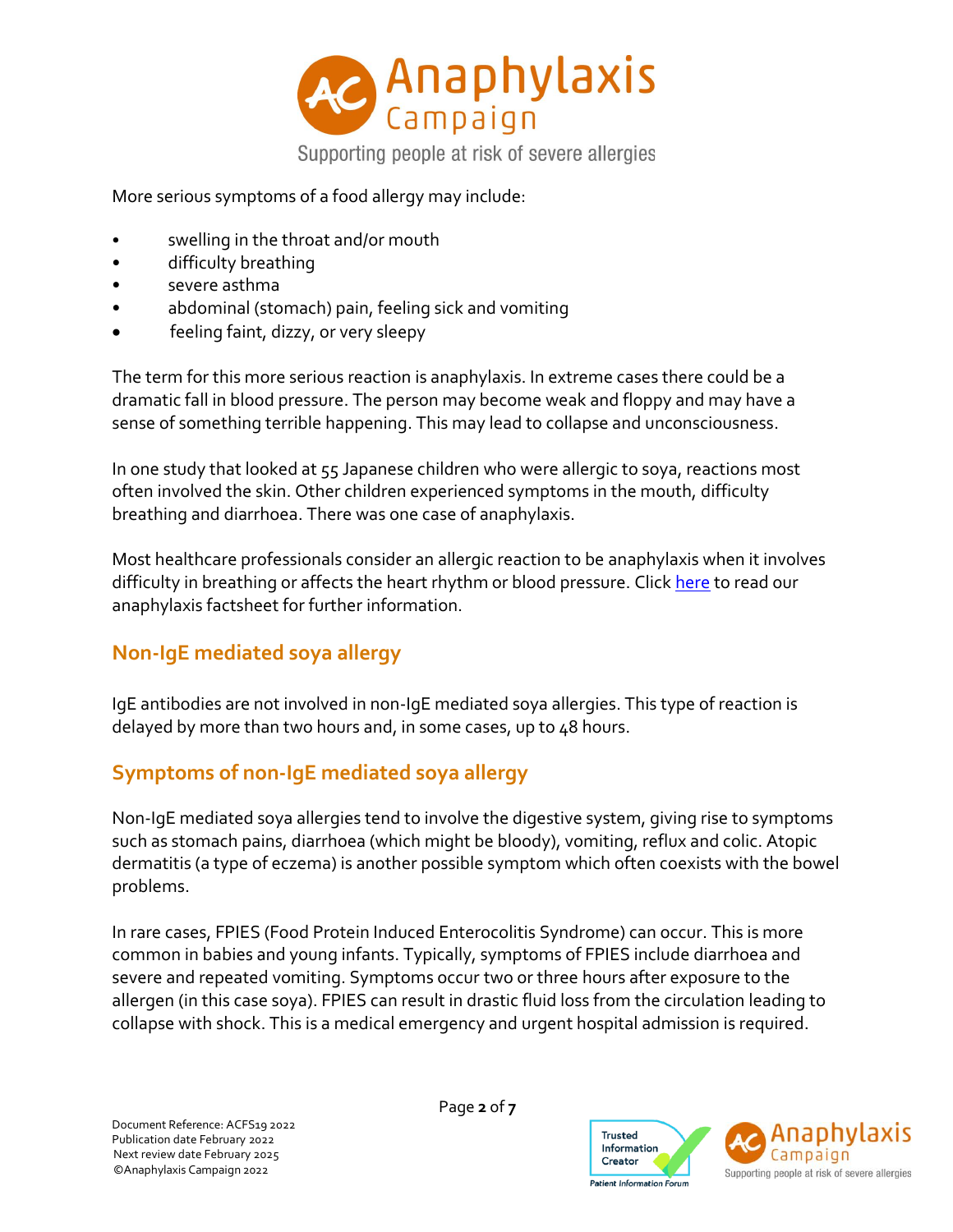More serious symptoms of a food allergy may include:

- swelling in the throat and/or mouth
- difficulty breathing
- severe asthma
- abdominal (stomach) pain, feeling sick and vomiting
- feeling faint, dizzy, or very sleepy

The term for this more serious reaction is anaphylaxis. In extreme cases there could be a dramatic fall in blood pressure. The person may become weak and floppy and may have a sense of something terrible happening. This may lead to collapse and unconsciousness.

In one study that looked at 55 Japanese children who were allergic to soya, reactions most often involved the skin. Other children experienced symptoms in the mouth, difficulty breathing and diarrhoea. There was one case of anaphylaxis.

Most healthcare professionals consider an allergic reaction to be anaphylaxis when it involves difficulty in breathing or affects the heart rhythm or blood pressure. Click here to read our anaphylaxis factsheet for further information.

## Non-IgE mediated soya allergy

IgE antibodies are not involved in non-IgE mediated soya allergies. This type of reaction is delayed by more than two hours and, in some cases, up to 48 hours.

## Symptoms of non-IgE mediated soya allergy

Non-IgE mediated soya allergies tend to involve the digestive system, giving rise to symptoms such as stomach pains, diarrhoea (which might be bloody), vomiting, reflux and colic. Atopic dermatitis (a type of eczema) is another possible symptom which often coexists with the bowel problems.

In rare cases, FPIES (Food Protein Induced Enterocolitis Syndrome) can occur. This is more common in babies and young infants. Typically, symptoms of FPIES include diarrhoea and severe and repeated vomiting. Symptoms occur two or three hours after exposure to the allergen (in this case soya). FPIES can result in drastic fluid loss from the circulation leading to collapse with shock. This is a medical emergency and urgent hospital admission is required.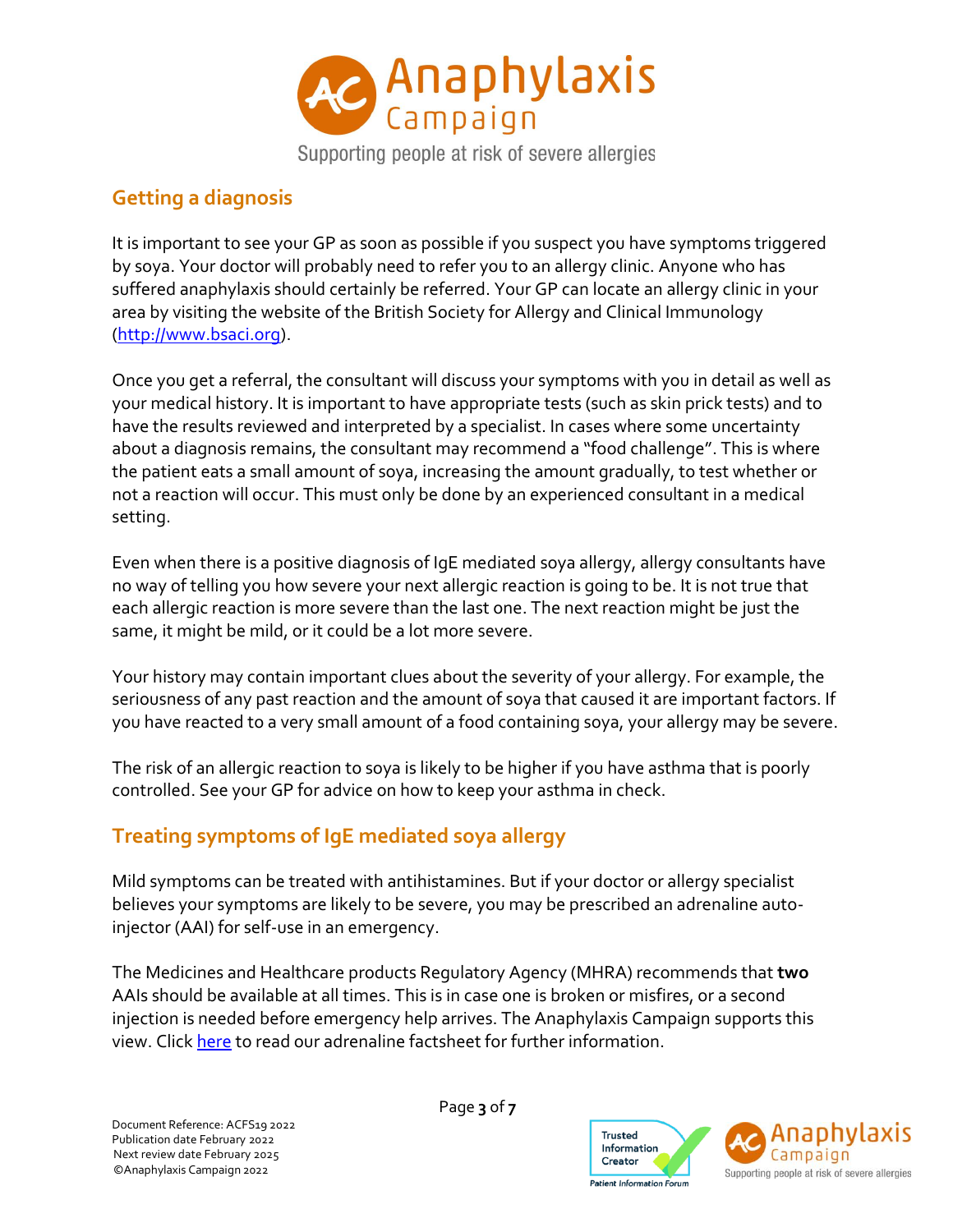## Getting a diagnosis

It is important to see your GP as soon as possible if you suspect you have symptoms triggered by soya. Your doctor will probably need to refer you to an allergy clinic. Anyone who has suffered anaphylaxis should certainly be referred. Your GP can locate an allergy clinic in your area by visiting the website of the British Society for Allergy and Clinical Immunology (http://www.bsaci.org).

Once you get a referral, the consultant will discuss your symptoms with you in detail as well as your medical history. It is important to have appropriate tests (such as skin prick tests) and to have the results reviewed and interpreted by a specialist. In cases where some uncertainty about a diagnosis remains, the consultant may recommend a "food challenge". This is where the patient eats a small amount of soya, increasing the amount gradually, to test whether or not a reaction will occur. This must only be done by an experienced consultant in a medical setting.

Even when there is a positive diagnosis of IgE mediated soya allergy, allergy consultants have no way of telling you how severe your next allergic reaction is going to be. It is not true that each allergic reaction is more severe than the last one. The next reaction might be just the same, it might be mild, or it could be a lot more severe.

Your history may contain important clues about the severity of your allergy. For example, the seriousness of any past reaction and the amount of soya that caused it are important factors. If you have reacted to a very small amount of a food containing soya, your allergy may be severe.

The risk of an allergic reaction to soya is likely to be higher if you have asthma that is poorly controlled. See your GP for advice on how to keep your asthma in check.

## Treating symptoms of IgE mediated soya allergy

Mild symptoms can be treated with antihistamines. But if your doctor or allergy specialist believes your symptoms are likely to be severe, you may be prescribed an adrenaline auto-injector (AAI) for self-use in an emergency.

The Medicines and Healthcare products Regulatory Agency (MHRA) recommends that **two** AAIs should be available at all times. This is in case one is broken or misfires, or a second injection is needed before emergency help arrives. The Anaphylaxis Campaign supports this view. Click here to read our adrenaline factsheet for further information.

Document Reference: ACFS19 2022
Publication date February 2022
Next review date February 2025
©Anaphylaxis Campaign 2022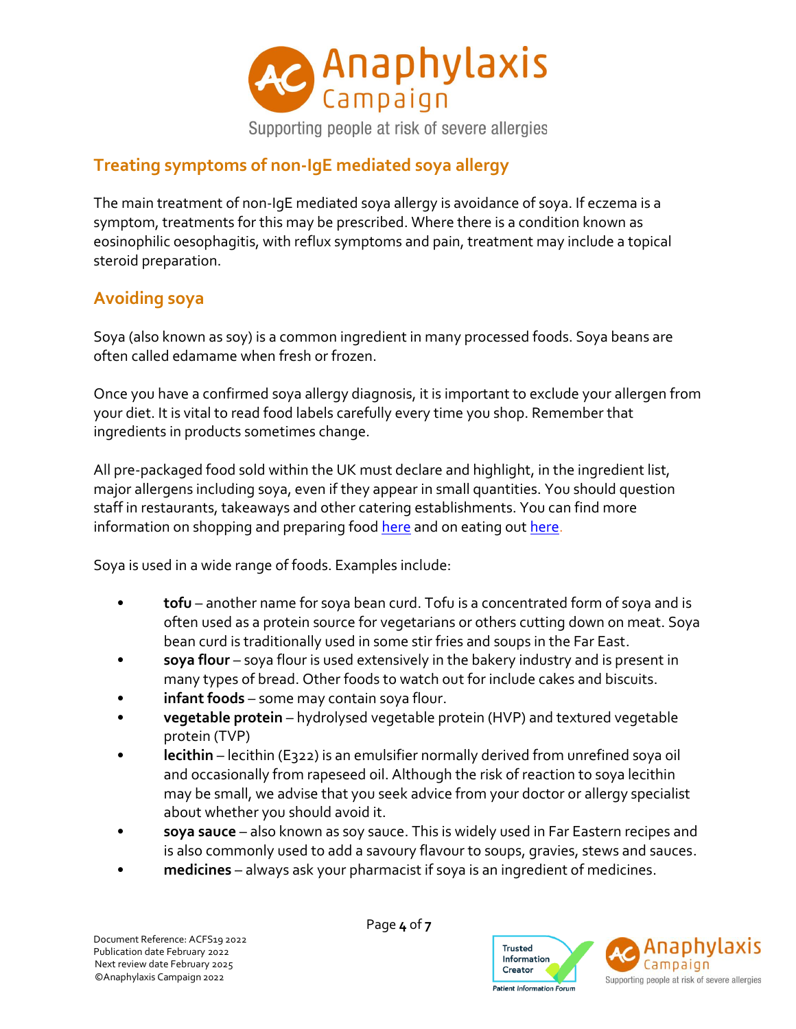## Treating symptoms of non-IgE mediated soya allergy

The main treatment of non-IgE mediated soya allergy is avoidance of soya. If eczema is a symptom, treatments for this may be prescribed. Where there is a condition known as eosinophilic oesophagitis, with reflux symptoms and pain, treatment may include a topical steroid preparation.

## Avoiding soya

Soya (also known as soy) is a common ingredient in many processed foods. Soya beans are often called edamame when fresh or frozen.

Once you have a confirmed soya allergy diagnosis, it is important to exclude your allergen from your diet. It is vital to read food labels carefully every time you shop. Remember that ingredients in products sometimes change.

All pre-packaged food sold within the UK must declare and highlight, in the ingredient list, major allergens including soya, even if they appear in small quantities. You should question staff in restaurants, takeaways and other catering establishments. You can find more information on shopping and preparing food here and on eating out here.

Soya is used in a wide range of foods. Examples include:

- **tofu** – another name for soya bean curd. Tofu is a concentrated form of soya and is often used as a protein source for vegetarians or others cutting down on meat. Soya bean curd is traditionally used in some stir fries and soups in the Far East.
- **soya flour** – soya flour is used extensively in the bakery industry and is present in many types of bread. Other foods to watch out for include cakes and biscuits.
- **infant foods** – some may contain soya flour.
- **vegetable protein** – hydrolysed vegetable protein (HVP) and textured vegetable protein (TVP)
- **lecithin** – lecithin (E322) is an emulsifier normally derived from unrefined soya oil and occasionally from rapeseed oil. Although the risk of reaction to soya lecithin may be small, we advise that you seek advice from your doctor or allergy specialist about whether you should avoid it.
- **soya sauce** – also known as soy sauce. This is widely used in Far Eastern recipes and is also commonly used to add a savoury flavour to soups, gravies, stews and sauces.
- **medicines** – always ask your pharmacist if soya is an ingredient of medicines.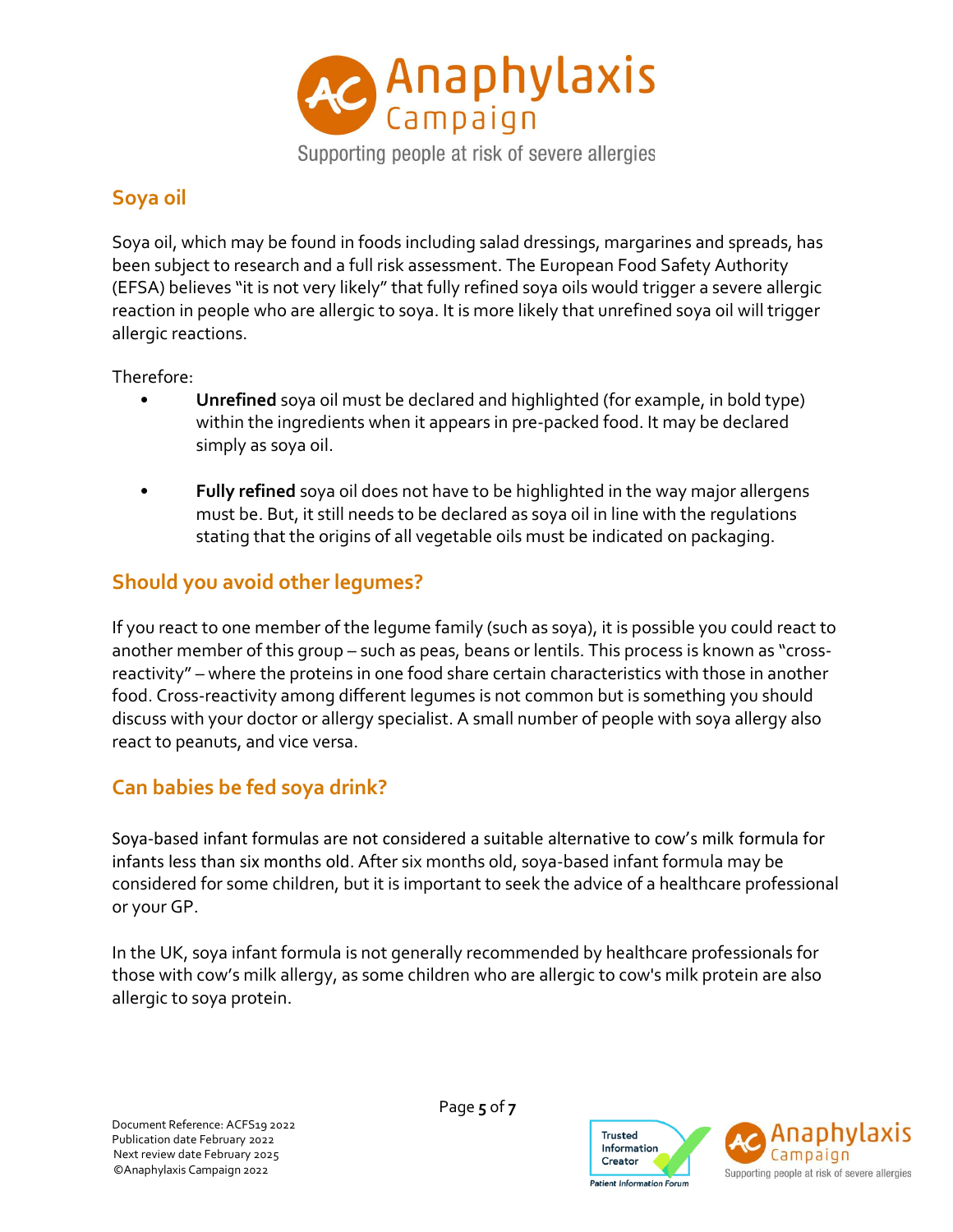## Soya oil

Soya oil, which may be found in foods including salad dressings, margarines and spreads, has been subject to research and a full risk assessment. The European Food Safety Authority (EFSA) believes "it is not very likely" that fully refined soya oils would trigger a severe allergic reaction in people who are allergic to soya. It is more likely that unrefined soya oil will trigger allergic reactions.

Therefore:

- **Unrefined** soya oil must be declared and highlighted (for example, in bold type) within the ingredients when it appears in pre-packed food. It may be declared simply as soya oil.

- **Fully refined** soya oil does not have to be highlighted in the way major allergens must be. But, it still needs to be declared as soya oil in line with the regulations stating that the origins of all vegetable oils must be indicated on packaging.

## Should you avoid other legumes?

If you react to one member of the legume family (such as soya), it is possible you could react to another member of this group – such as peas, beans or lentils. This process is known as "cross-reactivity" – where the proteins in one food share certain characteristics with those in another food. Cross-reactivity among different legumes is not common but is something you should discuss with your doctor or allergy specialist. A small number of people with soya allergy also react to peanuts, and vice versa.

## Can babies be fed soya drink?

Soya-based infant formulas are not considered a suitable alternative to cow's milk formula for infants less than six months old. After six months old, soya-based infant formula may be considered for some children, but it is important to seek the advice of a healthcare professional or your GP.

In the UK, soya infant formula is not generally recommended by healthcare professionals for those with cow's milk allergy, as some children who are allergic to cow's milk protein are also allergic to soya protein.

Document Reference: ACFS19 2022
Publication date February 2022
Next review date February 2025
©Anaphylaxis Campaign 2022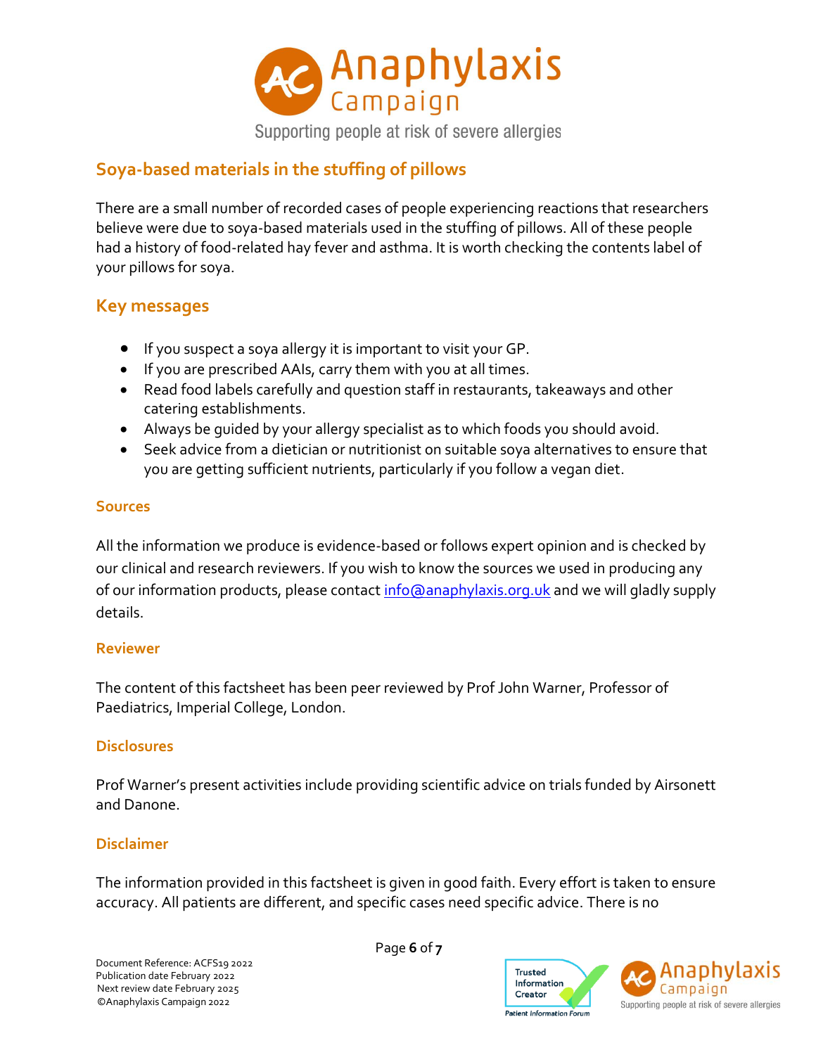## Soya-based materials in the stuffing of pillows

There are a small number of recorded cases of people experiencing reactions that researchers believe were due to soya-based materials used in the stuffing of pillows. All of these people had a history of food-related hay fever and asthma. It is worth checking the contents label of your pillows for soya.

## Key messages

- If you suspect a soya allergy it is important to visit your GP.
- If you are prescribed AAIs, carry them with you at all times.
- Read food labels carefully and question staff in restaurants, takeaways and other catering establishments.
- Always be guided by your allergy specialist as to which foods you should avoid.
- Seek advice from a dietician or nutritionist on suitable soya alternatives to ensure that you are getting sufficient nutrients, particularly if you follow a vegan diet.

### Sources

All the information we produce is evidence-based or follows expert opinion and is checked by our clinical and research reviewers. If you wish to know the sources we used in producing any of our information products, please contact info@anaphylaxis.org.uk and we will gladly supply details.

### Reviewer

The content of this factsheet has been peer reviewed by Prof John Warner, Professor of Paediatrics, Imperial College, London.

### Disclosures

Prof Warner's present activities include providing scientific advice on trials funded by Airsonett and Danone.

### Disclaimer

The information provided in this factsheet is given in good faith. Every effort is taken to ensure accuracy. All patients are different, and specific cases need specific advice. There is no

Document Reference: ACFS19 2022
Publication date February 2022
Next review date February 2025
©Anaphylaxis Campaign 2022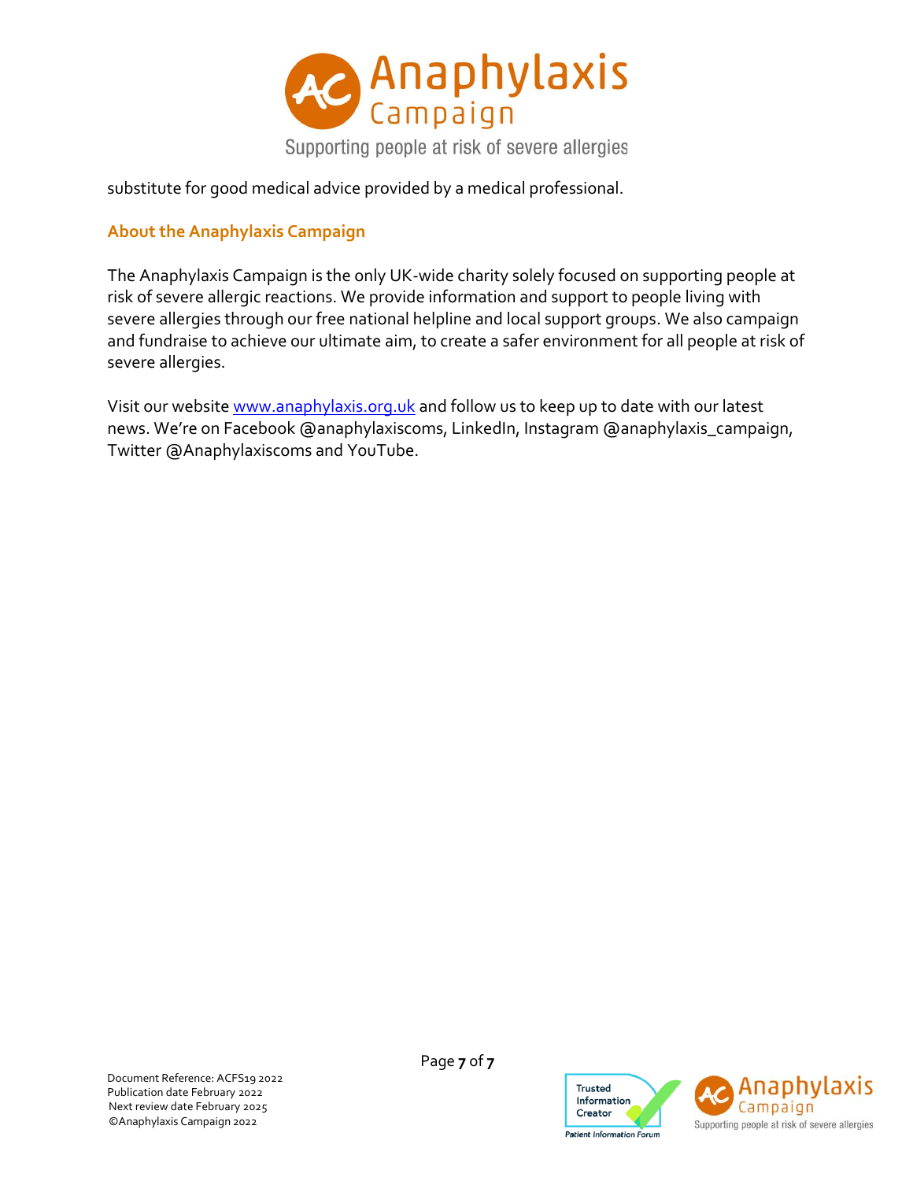substitute for good medical advice provided by a medical professional.

## About the Anaphylaxis Campaign

The Anaphylaxis Campaign is the only UK-wide charity solely focused on supporting people at risk of severe allergic reactions. We provide information and support to people living with severe allergies through our free national helpline and local support groups. We also campaign and fundraise to achieve our ultimate aim, to create a safer environment for all people at risk of severe allergies.

Visit our website [www.anaphylaxis.org.uk](http://www.anaphylaxis.org.uk) and follow us to keep up to date with our latest news. We're on Facebook @anaphylaxiscoms, LinkedIn, Instagram @anaphylaxis_campaign, Twitter @Anaphylaxiscoms and YouTube.

Document Reference: ACFS19 2022
Publication date February 2022
Next review date February 2025
©Anaphylaxis Campaign 2022